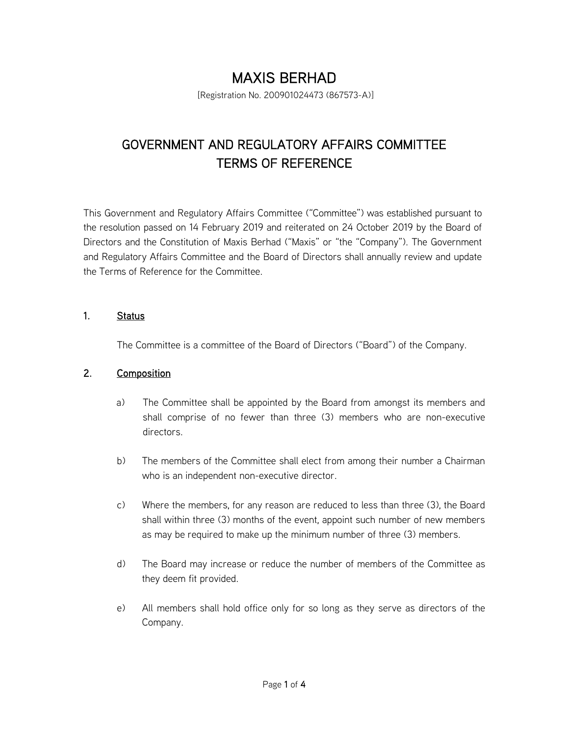# MAXIS BERHAD

[Registration No. 200901024473 (867573-A)]

## GOVERNMENT AND REGULATORY AFFAIRS COMMITTEE TERMS OF REFERENCE

This Government and Regulatory Affairs Committee ("Committee") was established pursuant to the resolution passed on 14 February 2019 and reiterated on 24 October 2019 by the Board of Directors and the Constitution of Maxis Berhad ("Maxis" or "the "Company"). The Government and Regulatory Affairs Committee and the Board of Directors shall annually review and update the Terms of Reference for the Committee.

### 1. Status

The Committee is a committee of the Board of Directors ("Board") of the Company.

### 2. Composition

a) The Committee shall be appointed by the Board from amongst its members and shall comprise of no fewer than three (3) members who are non-executive directors.

b) The members of the Committee shall elect from among their number a Chairman who is an independent non-executive director.

c) Where the members, for any reason are reduced to less than three (3), the Board shall within three (3) months of the event, appoint such number of new members as may be required to make up the minimum number of three (3) members.

d) The Board may increase or reduce the number of members of the Committee as they deem fit provided.

e) All members shall hold office only for so long as they serve as directors of the Company.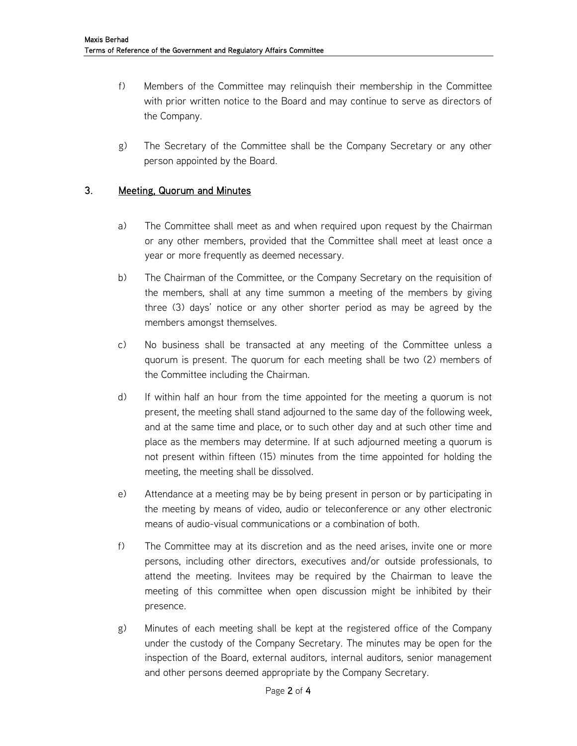f) Members of the Committee may relinquish their membership in the Committee with prior written notice to the Board and may continue to serve as directors of the Company.

g) The Secretary of the Committee shall be the Company Secretary or any other person appointed by the Board.

## 3. Meeting, Quorum and Minutes

a) The Committee shall meet as and when required upon request by the Chairman or any other members, provided that the Committee shall meet at least once a year or more frequently as deemed necessary.

b) The Chairman of the Committee, or the Company Secretary on the requisition of the members, shall at any time summon a meeting of the members by giving three (3) days' notice or any other shorter period as may be agreed by the members amongst themselves.

c) No business shall be transacted at any meeting of the Committee unless a quorum is present. The quorum for each meeting shall be two (2) members of the Committee including the Chairman.

d) If within half an hour from the time appointed for the meeting a quorum is not present, the meeting shall stand adjourned to the same day of the following week, and at the same time and place, or to such other day and at such other time and place as the members may determine. If at such adjourned meeting a quorum is not present within fifteen (15) minutes from the time appointed for holding the meeting, the meeting shall be dissolved.

e) Attendance at a meeting may be by being present in person or by participating in the meeting by means of video, audio or teleconference or any other electronic means of audio-visual communications or a combination of both.

f) The Committee may at its discretion and as the need arises, invite one or more persons, including other directors, executives and/or outside professionals, to attend the meeting. Invitees may be required by the Chairman to leave the meeting of this committee when open discussion might be inhibited by their presence.

g) Minutes of each meeting shall be kept at the registered office of the Company under the custody of the Company Secretary. The minutes may be open for the inspection of the Board, external auditors, internal auditors, senior management and other persons deemed appropriate by the Company Secretary.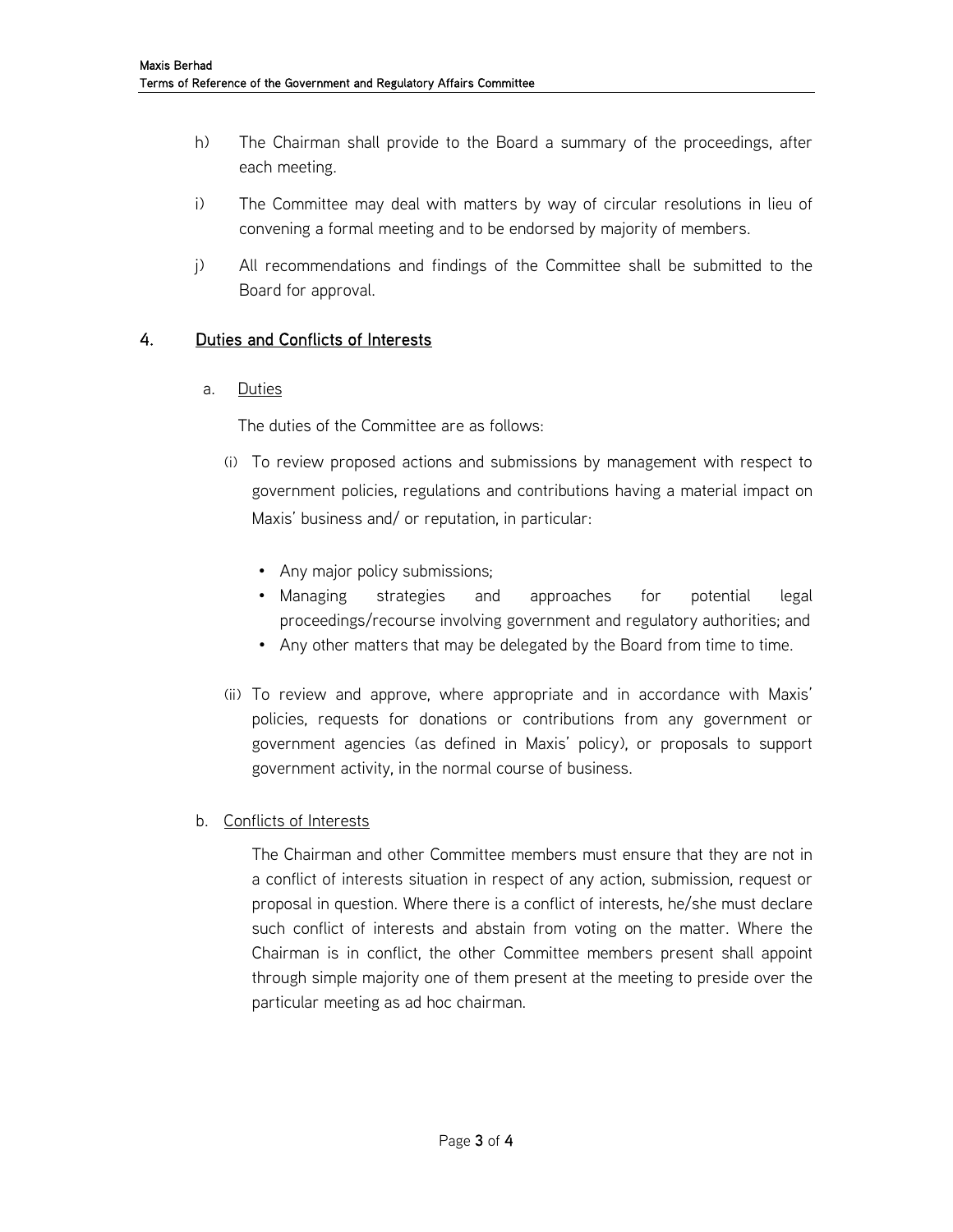h) The Chairman shall provide to the Board a summary of the proceedings, after each meeting.

i) The Committee may deal with matters by way of circular resolutions in lieu of convening a formal meeting and to be endorsed by majority of members.

j) All recommendations and findings of the Committee shall be submitted to the Board for approval.

## 4. Duties and Conflicts of Interests

### a. Duties

The duties of the Committee are as follows:

(i) To review proposed actions and submissions by management with respect to government policies, regulations and contributions having a material impact on Maxis' business and/ or reputation, in particular:

- Any major policy submissions;
- Managing strategies and approaches for potential legal proceedings/recourse involving government and regulatory authorities; and
- Any other matters that may be delegated by the Board from time to time.

(ii) To review and approve, where appropriate and in accordance with Maxis' policies, requests for donations or contributions from any government or government agencies (as defined in Maxis' policy), or proposals to support government activity, in the normal course of business.

### b. Conflicts of Interests

The Chairman and other Committee members must ensure that they are not in a conflict of interests situation in respect of any action, submission, request or proposal in question. Where there is a conflict of interests, he/she must declare such conflict of interests and abstain from voting on the matter. Where the Chairman is in conflict, the other Committee members present shall appoint through simple majority one of them present at the meeting to preside over the particular meeting as ad hoc chairman.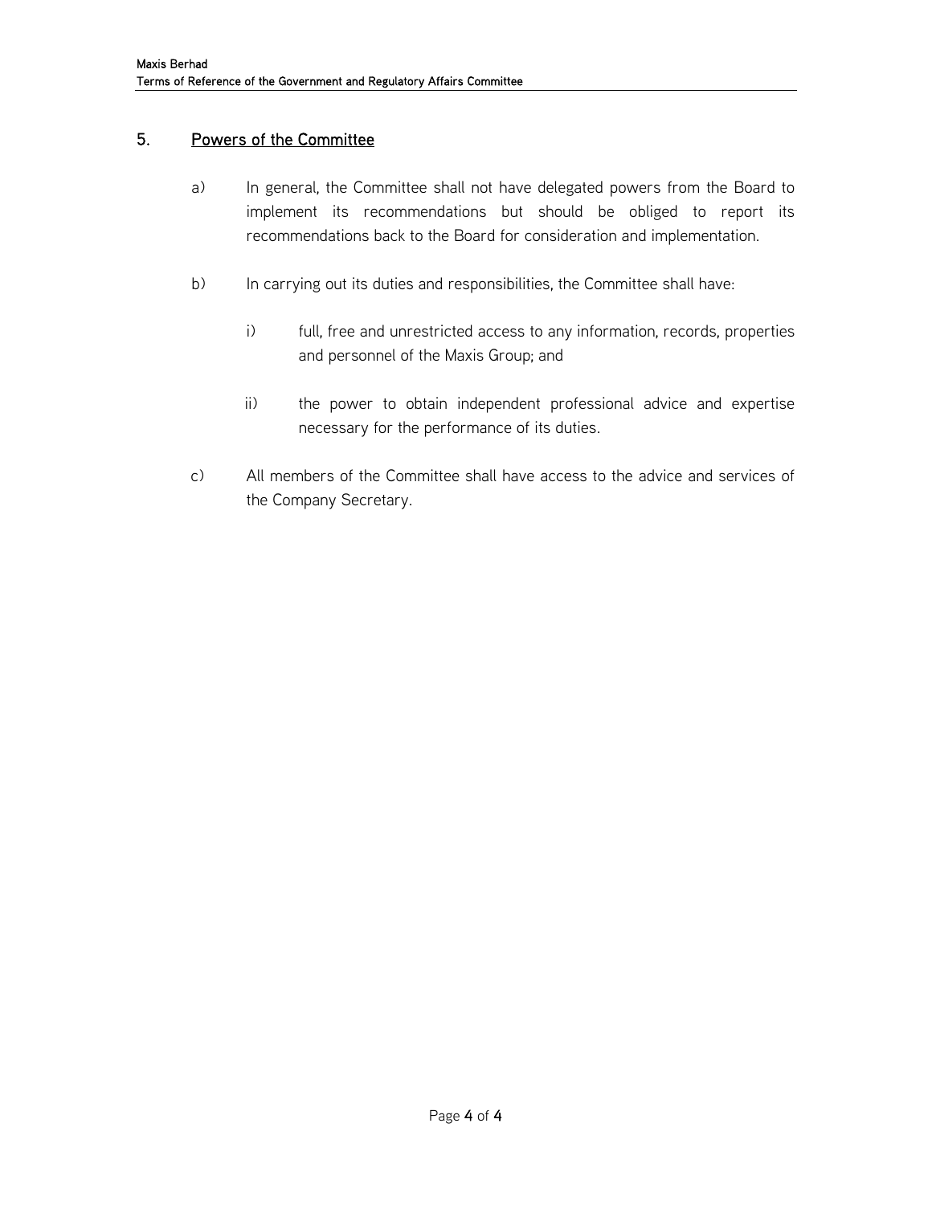## 5. Powers of the Committee

a) In general, the Committee shall not have delegated powers from the Board to implement its recommendations but should be obliged to report its recommendations back to the Board for consideration and implementation.

b) In carrying out its duties and responsibilities, the Committee shall have:

   i) full, free and unrestricted access to any information, records, properties and personnel of the Maxis Group; and

   ii) the power to obtain independent professional advice and expertise necessary for the performance of its duties.

c) All members of the Committee shall have access to the advice and services of the Company Secretary.